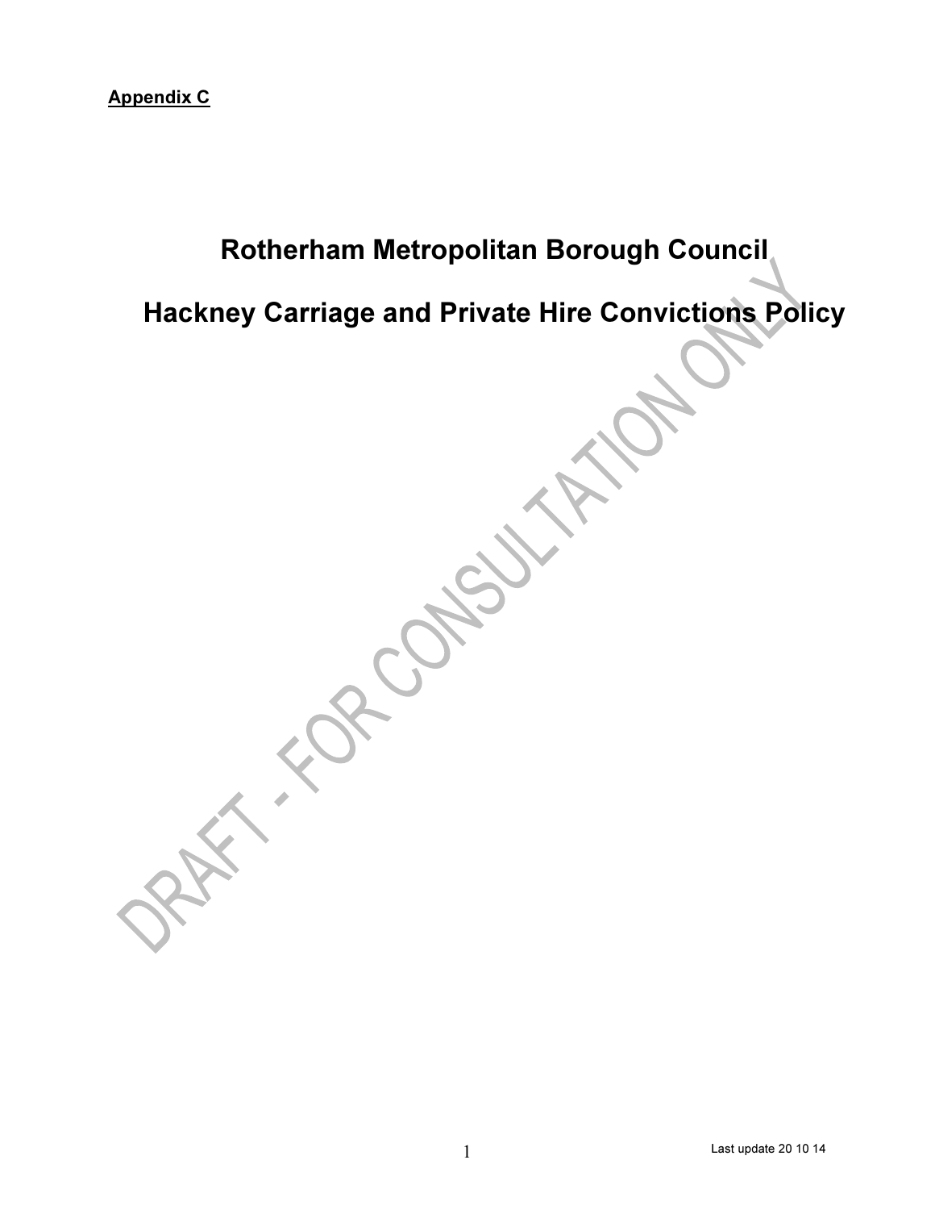**Appendix C**

# Rotherham Metropolitan Borough Council

# Hackney Carriage and Private Hire Convictions Policy

DRAFT - FOR CONSULTATION ONLY

Last update 20 10 14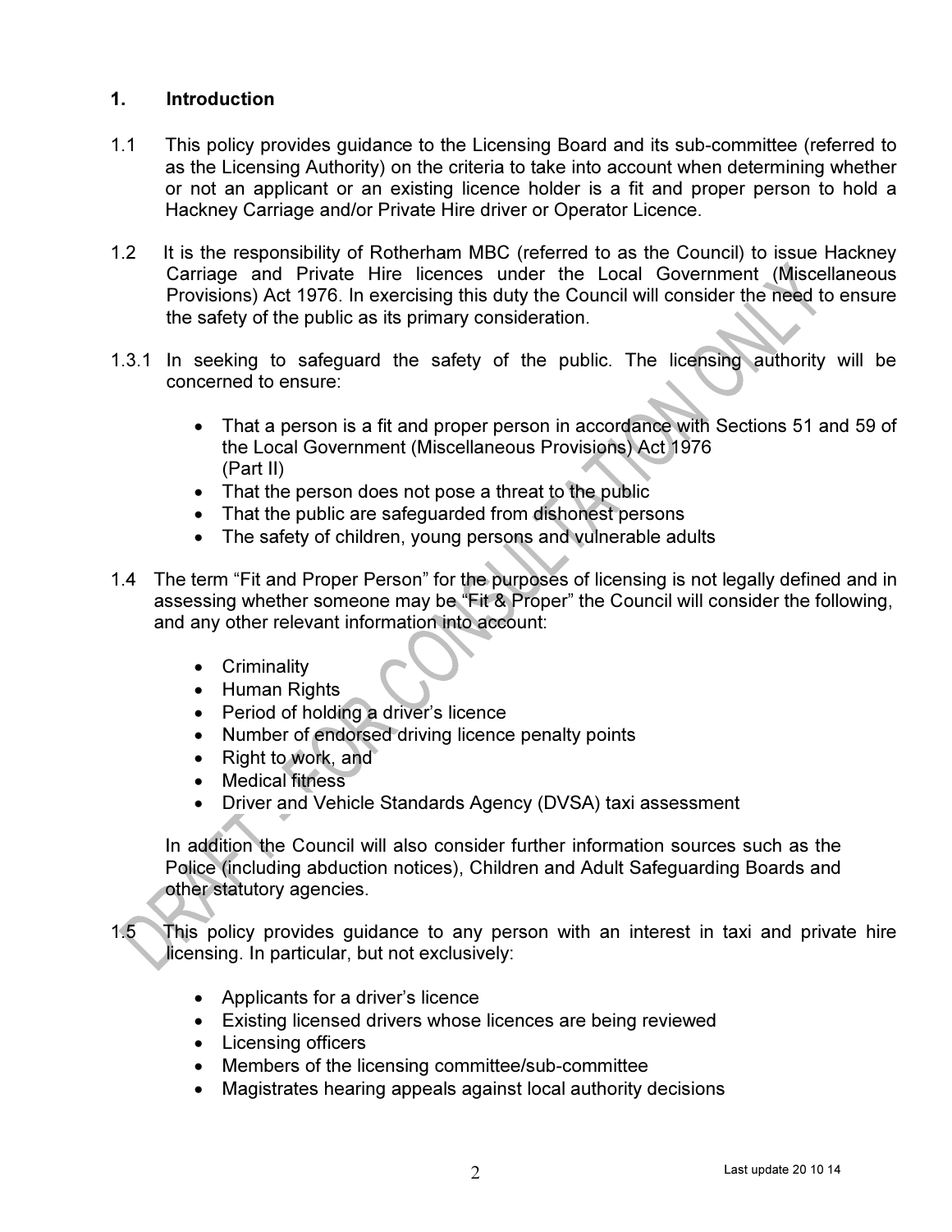## 1. Introduction

1.1 This policy provides guidance to the Licensing Board and its sub-committee (referred to as the Licensing Authority) on the criteria to take into account when determining whether or not an applicant or an existing licence holder is a fit and proper person to hold a Hackney Carriage and/or Private Hire driver or Operator Licence.

1.2 It is the responsibility of Rotherham MBC (referred to as the Council) to issue Hackney Carriage and Private Hire licences under the Local Government (Miscellaneous Provisions) Act 1976. In exercising this duty the Council will consider the need to ensure the safety of the public as its primary consideration.

1.3.1 In seeking to safeguard the safety of the public. The licensing authority will be concerned to ensure:

- That a person is a fit and proper person in accordance with Sections 51 and 59 of the Local Government (Miscellaneous Provisions) Act 1976 (Part II)
- That the person does not pose a threat to the public
- That the public are safeguarded from dishonest persons
- The safety of children, young persons and vulnerable adults

1.4 The term "Fit and Proper Person" for the purposes of licensing is not legally defined and in assessing whether someone may be "Fit & Proper" the Council will consider the following, and any other relevant information into account:

- Criminality
- Human Rights
- Period of holding a driver's licence
- Number of endorsed driving licence penalty points
- Right to work, and
- Medical fitness
- Driver and Vehicle Standards Agency (DVSA) taxi assessment

In addition the Council will also consider further information sources such as the Police (including abduction notices), Children and Adult Safeguarding Boards and other statutory agencies.

1.5 This policy provides guidance to any person with an interest in taxi and private hire licensing. In particular, but not exclusively:

- Applicants for a driver's licence
- Existing licensed drivers whose licences are being reviewed
- Licensing officers
- Members of the licensing committee/sub-committee
- Magistrates hearing appeals against local authority decisions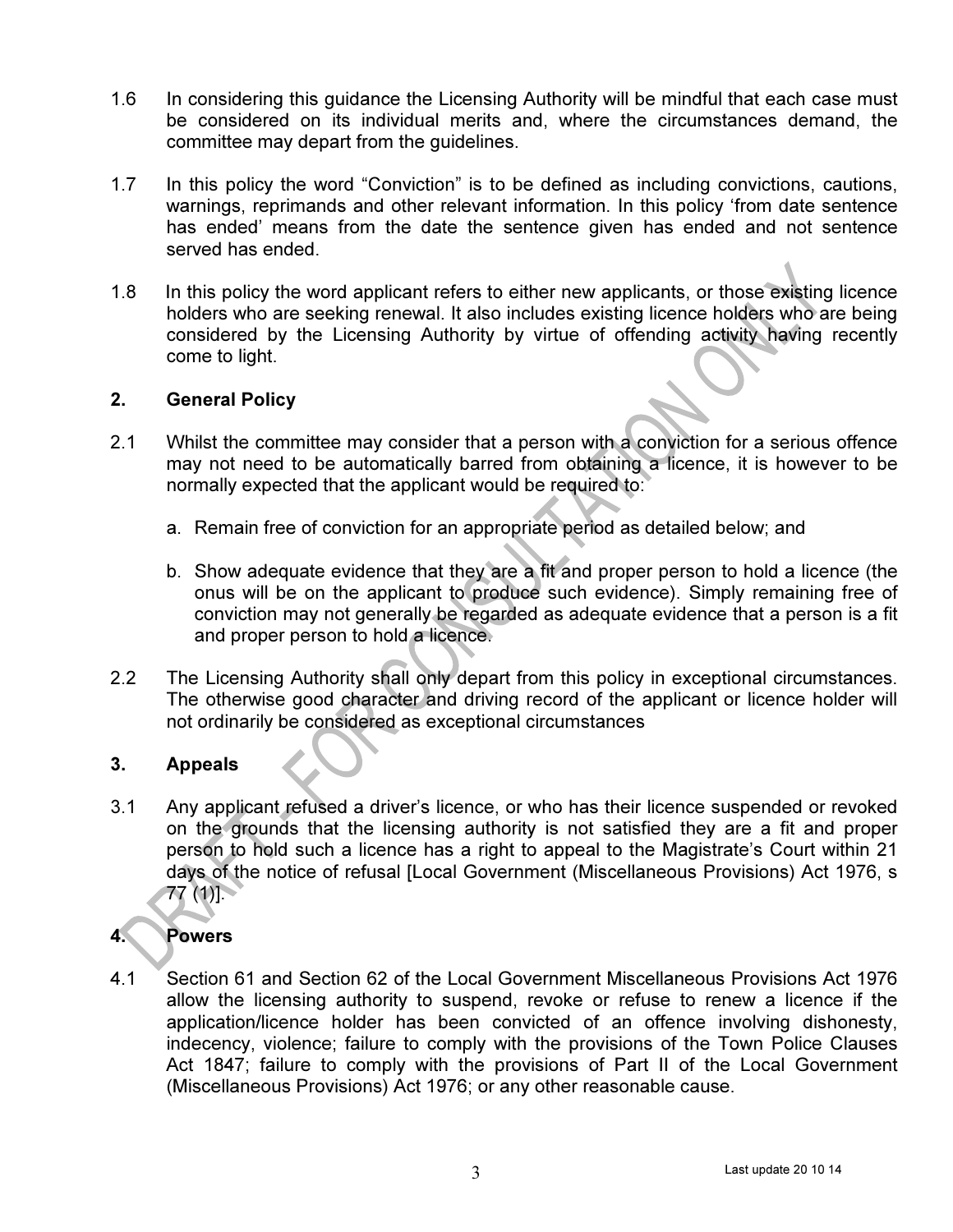1.6 In considering this guidance the Licensing Authority will be mindful that each case must be considered on its individual merits and, where the circumstances demand, the committee may depart from the guidelines.

1.7 In this policy the word "Conviction" is to be defined as including convictions, cautions, warnings, reprimands and other relevant information. In this policy 'from date sentence has ended' means from the date the sentence given has ended and not sentence served has ended.

1.8 In this policy the word applicant refers to either new applicants, or those existing licence holders who are seeking renewal. It also includes existing licence holders who are being considered by the Licensing Authority by virtue of offending activity having recently come to light.

## 2. General Policy

2.1 Whilst the committee may consider that a person with a conviction for a serious offence may not need to be automatically barred from obtaining a licence, it is however to be normally expected that the applicant would be required to:

a. Remain free of conviction for an appropriate period as detailed below; and

b. Show adequate evidence that they are a fit and proper person to hold a licence (the onus will be on the applicant to produce such evidence). Simply remaining free of conviction may not generally be regarded as adequate evidence that a person is a fit and proper person to hold a licence.

2.2 The Licensing Authority shall only depart from this policy in exceptional circumstances. The otherwise good character and driving record of the applicant or licence holder will not ordinarily be considered as exceptional circumstances

## 3. Appeals

3.1 Any applicant refused a driver's licence, or who has their licence suspended or revoked on the grounds that the licensing authority is not satisfied they are a fit and proper person to hold such a licence has a right to appeal to the Magistrate's Court within 21 days of the notice of refusal [Local Government (Miscellaneous Provisions) Act 1976, s 77 (1)].

## 4. Powers

4.1 Section 61 and Section 62 of the Local Government Miscellaneous Provisions Act 1976 allow the licensing authority to suspend, revoke or refuse to renew a licence if the application/licence holder has been convicted of an offence involving dishonesty, indecency, violence; failure to comply with the provisions of the Town Police Clauses Act 1847; failure to comply with the provisions of Part II of the Local Government (Miscellaneous Provisions) Act 1976; or any other reasonable cause.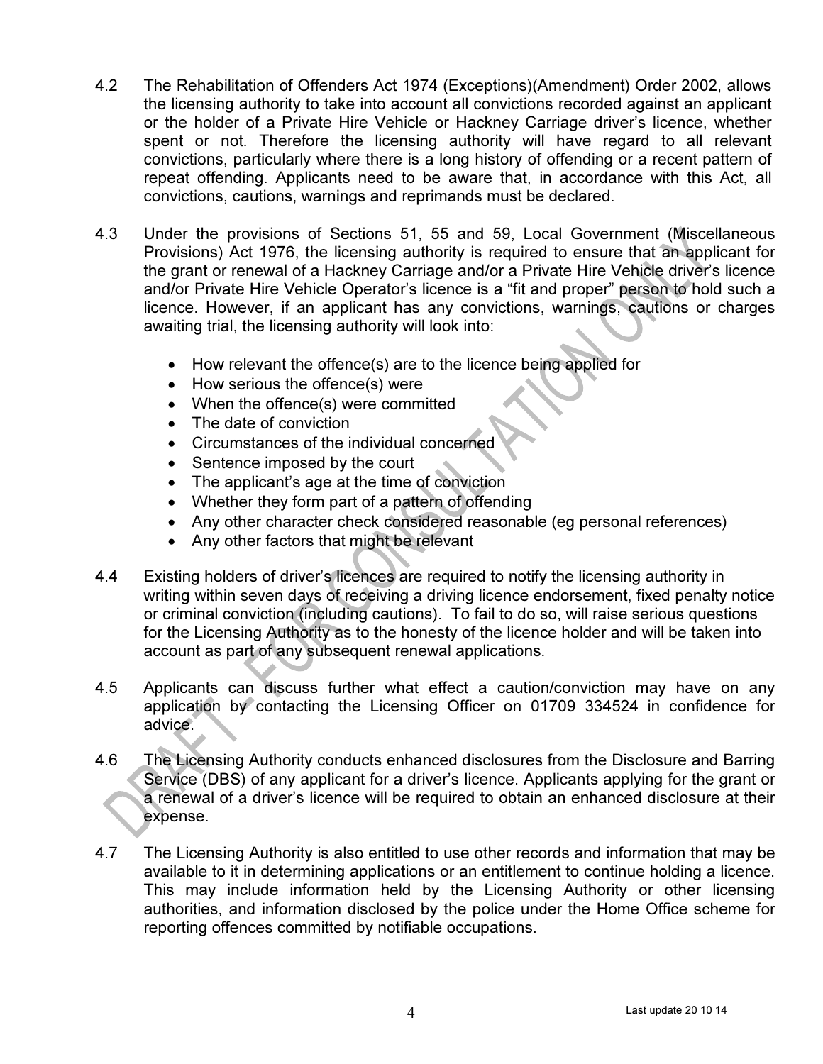4.2 The Rehabilitation of Offenders Act 1974 (Exceptions)(Amendment) Order 2002, allows the licensing authority to take into account all convictions recorded against an applicant or the holder of a Private Hire Vehicle or Hackney Carriage driver's licence, whether spent or not. Therefore the licensing authority will have regard to all relevant convictions, particularly where there is a long history of offending or a recent pattern of repeat offending. Applicants need to be aware that, in accordance with this Act, all convictions, cautions, warnings and reprimands must be declared.

4.3 Under the provisions of Sections 51, 55 and 59, Local Government (Miscellaneous Provisions) Act 1976, the licensing authority is required to ensure that an applicant for the grant or renewal of a Hackney Carriage and/or a Private Hire Vehicle driver's licence and/or Private Hire Vehicle Operator's licence is a "fit and proper" person to hold such a licence. However, if an applicant has any convictions, warnings, cautions or charges awaiting trial, the licensing authority will look into:

- How relevant the offence(s) are to the licence being applied for
- How serious the offence(s) were
- When the offence(s) were committed
- The date of conviction
- Circumstances of the individual concerned
- Sentence imposed by the court
- The applicant's age at the time of conviction
- Whether they form part of a pattern of offending
- Any other character check considered reasonable (eg personal references)
- Any other factors that might be relevant

4.4 Existing holders of driver's licences are required to notify the licensing authority in writing within seven days of receiving a driving licence endorsement, fixed penalty notice or criminal conviction (including cautions). To fail to do so, will raise serious questions for the Licensing Authority as to the honesty of the licence holder and will be taken into account as part of any subsequent renewal applications.

4.5 Applicants can discuss further what effect a caution/conviction may have on any application by contacting the Licensing Officer on 01709 334524 in confidence for advice.

4.6 The Licensing Authority conducts enhanced disclosures from the Disclosure and Barring Service (DBS) of any applicant for a driver's licence. Applicants applying for the grant or a renewal of a driver's licence will be required to obtain an enhanced disclosure at their expense.

4.7 The Licensing Authority is also entitled to use other records and information that may be available to it in determining applications or an entitlement to continue holding a licence. This may include information held by the Licensing Authority or other licensing authorities, and information disclosed by the police under the Home Office scheme for reporting offences committed by notifiable occupations.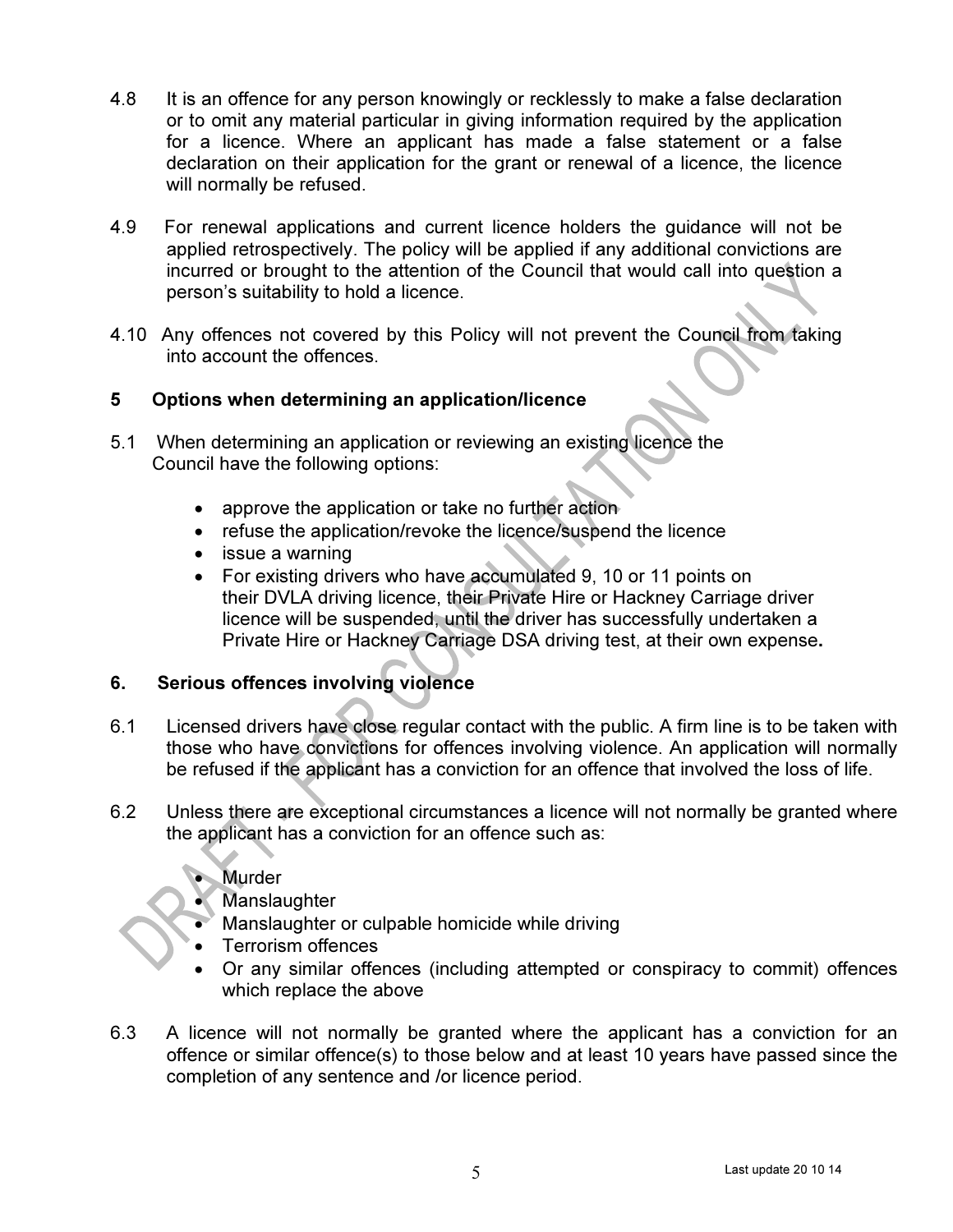4.8 It is an offence for any person knowingly or recklessly to make a false declaration or to omit any material particular in giving information required by the application for a licence. Where an applicant has made a false statement or a false declaration on their application for the grant or renewal of a licence, the licence will normally be refused.

4.9 For renewal applications and current licence holders the guidance will not be applied retrospectively. The policy will be applied if any additional convictions are incurred or brought to the attention of the Council that would call into question a person's suitability to hold a licence.

4.10 Any offences not covered by this Policy will not prevent the Council from taking into account the offences.

## 5 Options when determining an application/licence

5.1 When determining an application or reviewing an existing licence the Council have the following options:

- approve the application or take no further action
- refuse the application/revoke the licence/suspend the licence
- issue a warning
- For existing drivers who have accumulated 9, 10 or 11 points on their DVLA driving licence, their Private Hire or Hackney Carriage driver licence will be suspended, until the driver has successfully undertaken a Private Hire or Hackney Carriage DSA driving test, at their own expense**.**

## 6. Serious offences involving violence

6.1 Licensed drivers have close regular contact with the public. A firm line is to be taken with those who have convictions for offences involving violence. An application will normally be refused if the applicant has a conviction for an offence that involved the loss of life.

6.2 Unless there are exceptional circumstances a licence will not normally be granted where the applicant has a conviction for an offence such as:

- Murder
- Manslaughter
- Manslaughter or culpable homicide while driving
- Terrorism offences
- Or any similar offences (including attempted or conspiracy to commit) offences which replace the above

6.3 A licence will not normally be granted where the applicant has a conviction for an offence or similar offence(s) to those below and at least 10 years have passed since the completion of any sentence and /or licence period.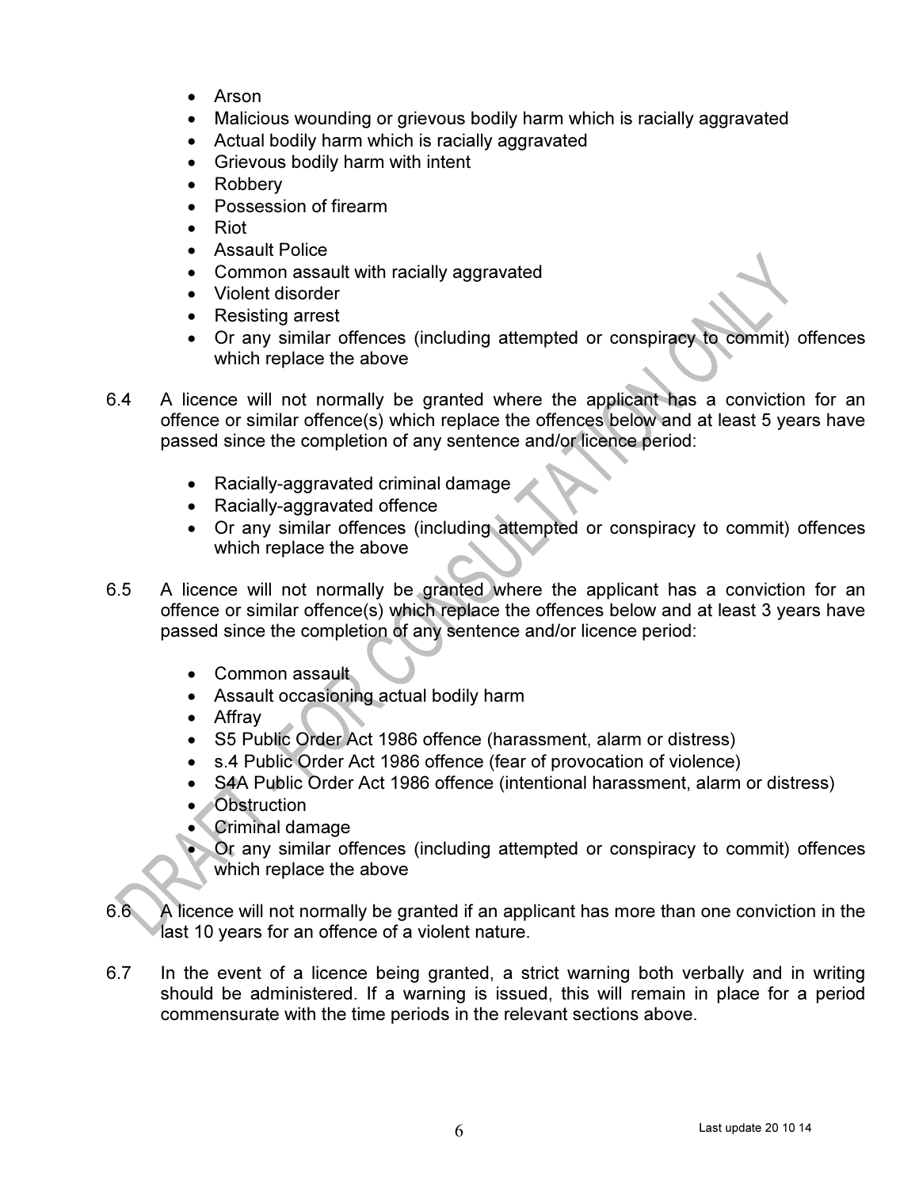- Arson
- Malicious wounding or grievous bodily harm which is racially aggravated
- Actual bodily harm which is racially aggravated
- Grievous bodily harm with intent
- Robbery
- Possession of firearm
- Riot
- Assault Police
- Common assault with racially aggravated
- Violent disorder
- Resisting arrest
- Or any similar offences (including attempted or conspiracy to commit) offences which replace the above

6.4 A licence will not normally be granted where the applicant has a conviction for an offence or similar offence(s) which replace the offences below and at least 5 years have passed since the completion of any sentence and/or licence period:

- Racially-aggravated criminal damage
- Racially-aggravated offence
- Or any similar offences (including attempted or conspiracy to commit) offences which replace the above

6.5 A licence will not normally be granted where the applicant has a conviction for an offence or similar offence(s) which replace the offences below and at least 3 years have passed since the completion of any sentence and/or licence period:

- Common assault
- Assault occasioning actual bodily harm
- Affray
- S5 Public Order Act 1986 offence (harassment, alarm or distress)
- s.4 Public Order Act 1986 offence (fear of provocation of violence)
- S4A Public Order Act 1986 offence (intentional harassment, alarm or distress)
- Obstruction
- Criminal damage
- Or any similar offences (including attempted or conspiracy to commit) offences which replace the above

6.6 A licence will not normally be granted if an applicant has more than one conviction in the last 10 years for an offence of a violent nature.

6.7 In the event of a licence being granted, a strict warning both verbally and in writing should be administered. If a warning is issued, this will remain in place for a period commensurate with the time periods in the relevant sections above.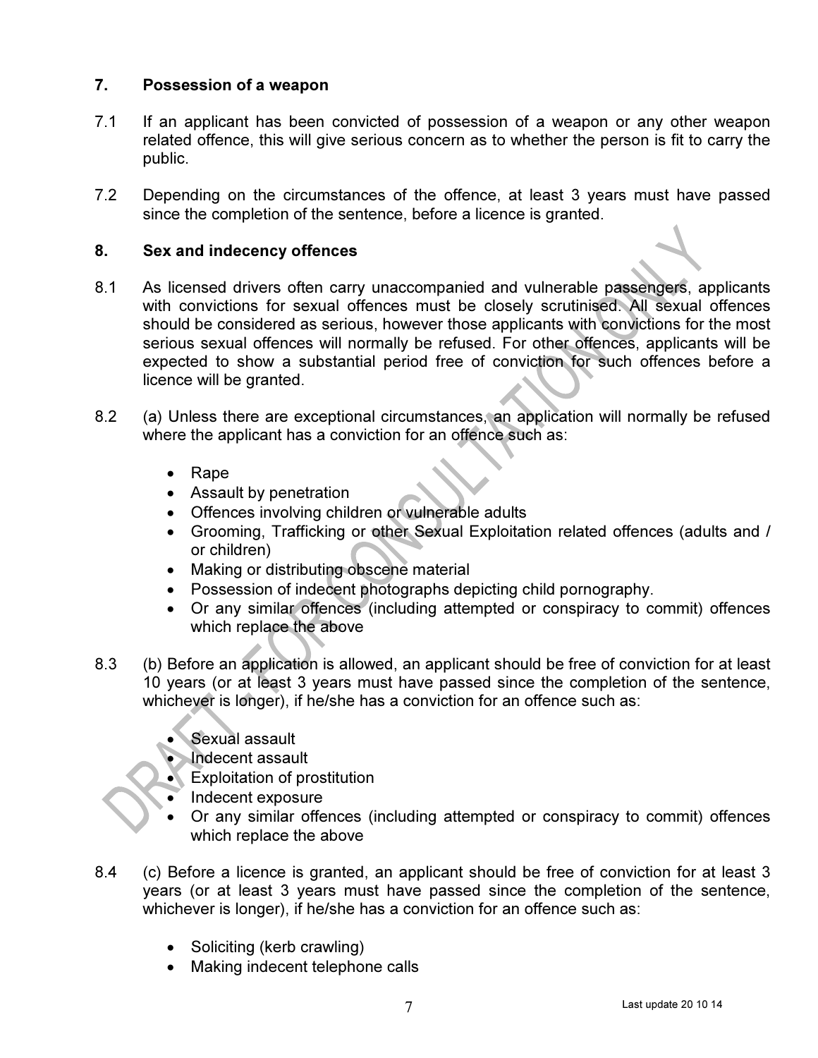## 7. Possession of a weapon

7.1 If an applicant has been convicted of possession of a weapon or any other weapon related offence, this will give serious concern as to whether the person is fit to carry the public.

7.2 Depending on the circumstances of the offence, at least 3 years must have passed since the completion of the sentence, before a licence is granted.

## 8. Sex and indecency offences

8.1 As licensed drivers often carry unaccompanied and vulnerable passengers, applicants with convictions for sexual offences must be closely scrutinised. All sexual offences should be considered as serious, however those applicants with convictions for the most serious sexual offences will normally be refused. For other offences, applicants will be expected to show a substantial period free of conviction for such offences before a licence will be granted.

8.2 (a) Unless there are exceptional circumstances, an application will normally be refused where the applicant has a conviction for an offence such as:

- Rape
- Assault by penetration
- Offences involving children or vulnerable adults
- Grooming, Trafficking or other Sexual Exploitation related offences (adults and / or children)
- Making or distributing obscene material
- Possession of indecent photographs depicting child pornography.
- Or any similar offences (including attempted or conspiracy to commit) offences which replace the above

8.3 (b) Before an application is allowed, an applicant should be free of conviction for at least 10 years (or at least 3 years must have passed since the completion of the sentence, whichever is longer), if he/she has a conviction for an offence such as:

- Sexual assault
- Indecent assault
- Exploitation of prostitution
- Indecent exposure
- Or any similar offences (including attempted or conspiracy to commit) offences which replace the above

8.4 (c) Before a licence is granted, an applicant should be free of conviction for at least 3 years (or at least 3 years must have passed since the completion of the sentence, whichever is longer), if he/she has a conviction for an offence such as:

- Soliciting (kerb crawling)
- Making indecent telephone calls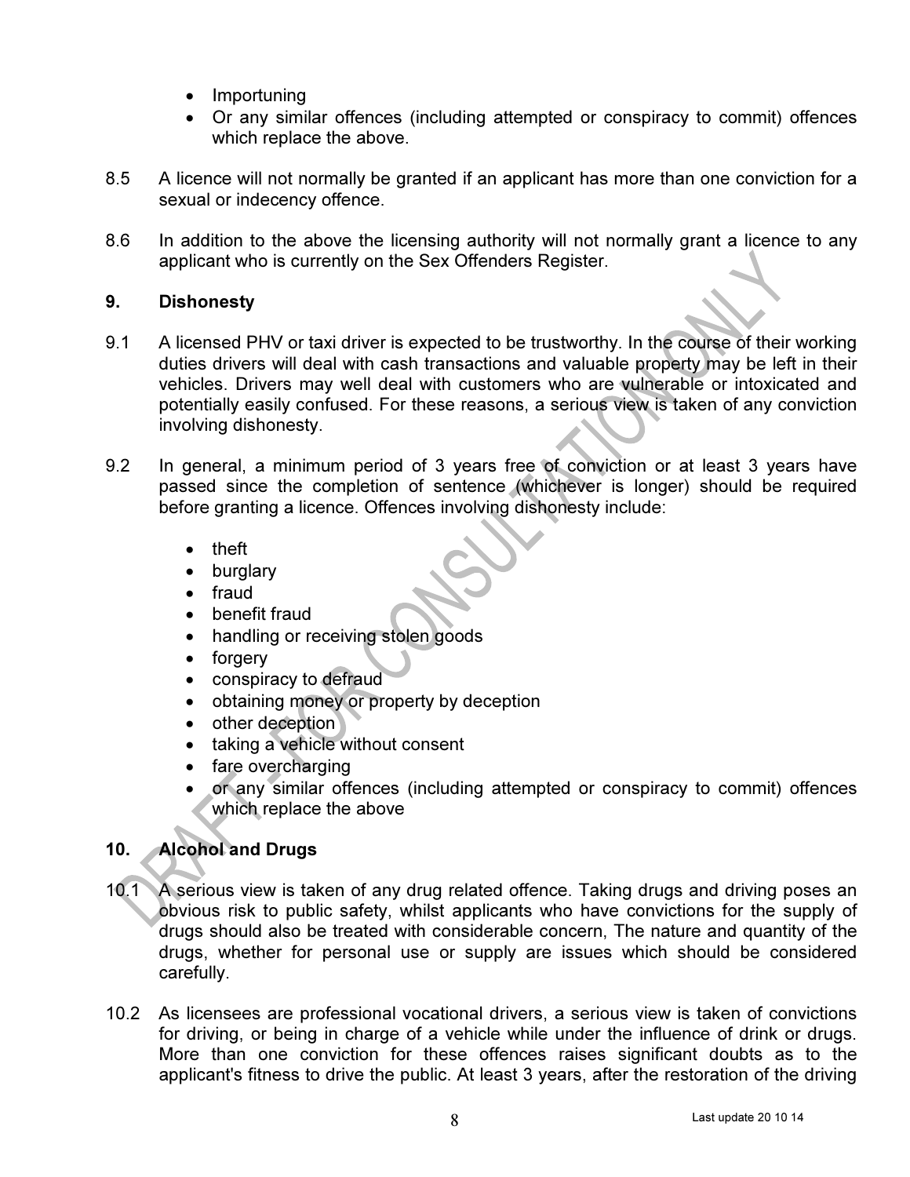- Importuning
- Or any similar offences (including attempted or conspiracy to commit) offences which replace the above.

8.5 A licence will not normally be granted if an applicant has more than one conviction for a sexual or indecency offence.

8.6 In addition to the above the licensing authority will not normally grant a licence to any applicant who is currently on the Sex Offenders Register.

## 9. Dishonesty

9.1 A licensed PHV or taxi driver is expected to be trustworthy. In the course of their working duties drivers will deal with cash transactions and valuable property may be left in their vehicles. Drivers may well deal with customers who are vulnerable or intoxicated and potentially easily confused. For these reasons, a serious view is taken of any conviction involving dishonesty.

9.2 In general, a minimum period of 3 years free of conviction or at least 3 years have passed since the completion of sentence (whichever is longer) should be required before granting a licence. Offences involving dishonesty include:

- theft
- burglary
- fraud
- benefit fraud
- handling or receiving stolen goods
- forgery
- conspiracy to defraud
- obtaining money or property by deception
- other deception
- taking a vehicle without consent
- fare overcharging
- or any similar offences (including attempted or conspiracy to commit) offences which replace the above

## 10. Alcohol and Drugs

10.1 A serious view is taken of any drug related offence. Taking drugs and driving poses an obvious risk to public safety, whilst applicants who have convictions for the supply of drugs should also be treated with considerable concern, The nature and quantity of the drugs, whether for personal use or supply are issues which should be considered carefully.

10.2 As licensees are professional vocational drivers, a serious view is taken of convictions for driving, or being in charge of a vehicle while under the influence of drink or drugs. More than one conviction for these offences raises significant doubts as to the applicant's fitness to drive the public. At least 3 years, after the restoration of the driving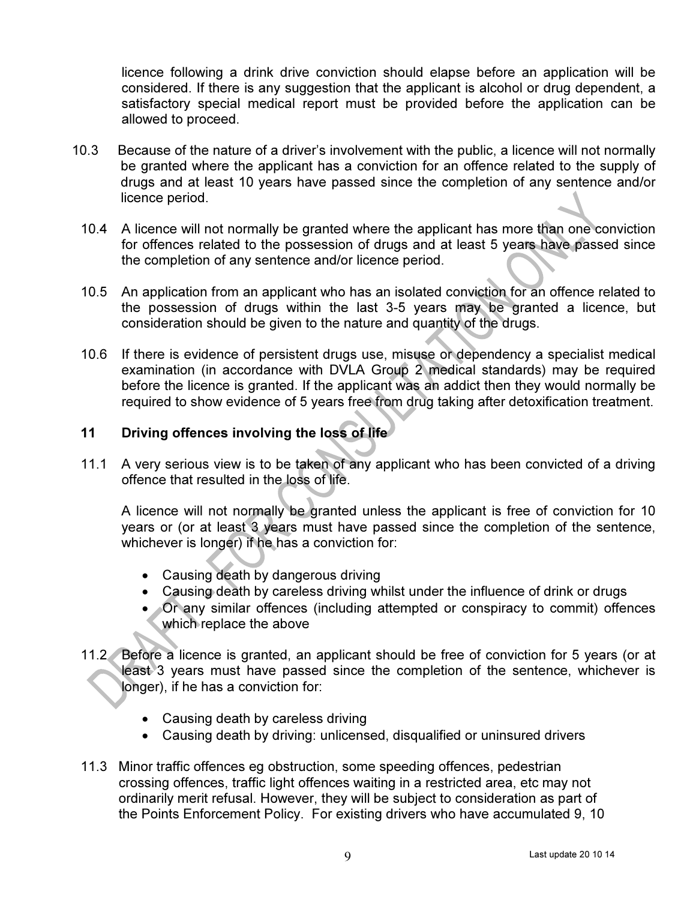licence following a drink drive conviction should elapse before an application will be considered. If there is any suggestion that the applicant is alcohol or drug dependent, a satisfactory special medical report must be provided before the application can be allowed to proceed.

10.3 Because of the nature of a driver's involvement with the public, a licence will not normally be granted where the applicant has a conviction for an offence related to the supply of drugs and at least 10 years have passed since the completion of any sentence and/or licence period.

10.4 A licence will not normally be granted where the applicant has more than one conviction for offences related to the possession of drugs and at least 5 years have passed since the completion of any sentence and/or licence period.

10.5 An application from an applicant who has an isolated conviction for an offence related to the possession of drugs within the last 3-5 years may be granted a licence, but consideration should be given to the nature and quantity of the drugs.

10.6 If there is evidence of persistent drugs use, misuse or dependency a specialist medical examination (in accordance with DVLA Group 2 medical standards) may be required before the licence is granted. If the applicant was an addict then they would normally be required to show evidence of 5 years free from drug taking after detoxification treatment.

## 11 Driving offences involving the loss of life

11.1 A very serious view is to be taken of any applicant who has been convicted of a driving offence that resulted in the loss of life.

A licence will not normally be granted unless the applicant is free of conviction for 10 years or (or at least 3 years must have passed since the completion of the sentence, whichever is longer) if he has a conviction for:

- Causing death by dangerous driving
- Causing death by careless driving whilst under the influence of drink or drugs
- Or any similar offences (including attempted or conspiracy to commit) offences which replace the above

11.2 Before a licence is granted, an applicant should be free of conviction for 5 years (or at least 3 years must have passed since the completion of the sentence, whichever is longer), if he has a conviction for:

- Causing death by careless driving
- Causing death by driving: unlicensed, disqualified or uninsured drivers

11.3 Minor traffic offences eg obstruction, some speeding offences, pedestrian crossing offences, traffic light offences waiting in a restricted area, etc may not ordinarily merit refusal. However, they will be subject to consideration as part of the Points Enforcement Policy. For existing drivers who have accumulated 9, 10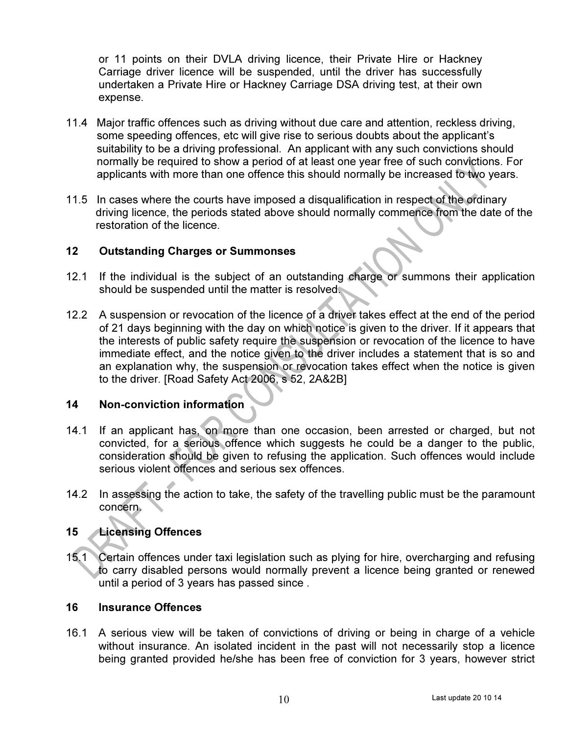or 11 points on their DVLA driving licence, their Private Hire or Hackney Carriage driver licence will be suspended, until the driver has successfully undertaken a Private Hire or Hackney Carriage DSA driving test, at their own expense.

11.4 Major traffic offences such as driving without due care and attention, reckless driving, some speeding offences, etc will give rise to serious doubts about the applicant's suitability to be a driving professional. An applicant with any such convictions should normally be required to show a period of at least one year free of such convictions. For applicants with more than one offence this should normally be increased to two years.

11.5 In cases where the courts have imposed a disqualification in respect of the ordinary driving licence, the periods stated above should normally commence from the date of the restoration of the licence.

## 12 Outstanding Charges or Summonses

12.1 If the individual is the subject of an outstanding charge or summons their application should be suspended until the matter is resolved.

12.2 A suspension or revocation of the licence of a driver takes effect at the end of the period of 21 days beginning with the day on which notice is given to the driver. If it appears that the interests of public safety require the suspension or revocation of the licence to have immediate effect, and the notice given to the driver includes a statement that is so and an explanation why, the suspension or revocation takes effect when the notice is given to the driver. [Road Safety Act 2006, s 52, 2A&2B]

## 14 Non-conviction information

14.1 If an applicant has, on more than one occasion, been arrested or charged, but not convicted, for a serious offence which suggests he could be a danger to the public, consideration should be given to refusing the application. Such offences would include serious violent offences and serious sex offences.

14.2 In assessing the action to take, the safety of the travelling public must be the paramount concern.

## 15 Licensing Offences

15.1 Certain offences under taxi legislation such as plying for hire, overcharging and refusing to carry disabled persons would normally prevent a licence being granted or renewed until a period of 3 years has passed since .

## 16 Insurance Offences

16.1 A serious view will be taken of convictions of driving or being in charge of a vehicle without insurance. An isolated incident in the past will not necessarily stop a licence being granted provided he/she has been free of conviction for 3 years, however strict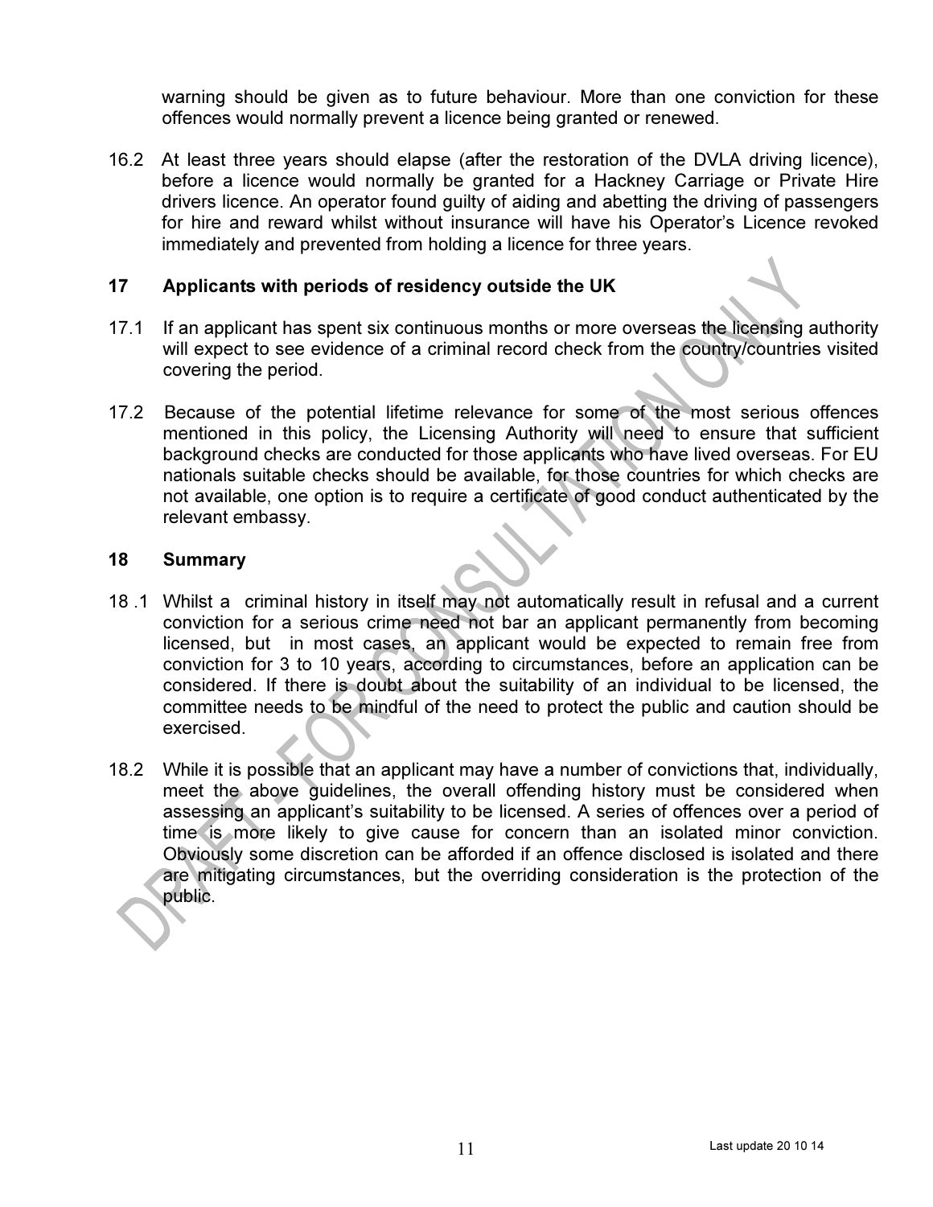warning should be given as to future behaviour. More than one conviction for these offences would normally prevent a licence being granted or renewed.

16.2 At least three years should elapse (after the restoration of the DVLA driving licence), before a licence would normally be granted for a Hackney Carriage or Private Hire drivers licence. An operator found guilty of aiding and abetting the driving of passengers for hire and reward whilst without insurance will have his Operator's Licence revoked immediately and prevented from holding a licence for three years.

## 17 Applicants with periods of residency outside the UK

17.1 If an applicant has spent six continuous months or more overseas the licensing authority will expect to see evidence of a criminal record check from the country/countries visited covering the period.

17.2 Because of the potential lifetime relevance for some of the most serious offences mentioned in this policy, the Licensing Authority will need to ensure that sufficient background checks are conducted for those applicants who have lived overseas. For EU nationals suitable checks should be available, for those countries for which checks are not available, one option is to require a certificate of good conduct authenticated by the relevant embassy.

## 18 Summary

18 .1 Whilst a criminal history in itself may not automatically result in refusal and a current conviction for a serious crime need not bar an applicant permanently from becoming licensed, but in most cases, an applicant would be expected to remain free from conviction for 3 to 10 years, according to circumstances, before an application can be considered. If there is doubt about the suitability of an individual to be licensed, the committee needs to be mindful of the need to protect the public and caution should be exercised.

18.2 While it is possible that an applicant may have a number of convictions that, individually, meet the above guidelines, the overall offending history must be considered when assessing an applicant's suitability to be licensed. A series of offences over a period of time is more likely to give cause for concern than an isolated minor conviction. Obviously some discretion can be afforded if an offence disclosed is isolated and there are mitigating circumstances, but the overriding consideration is the protection of the public.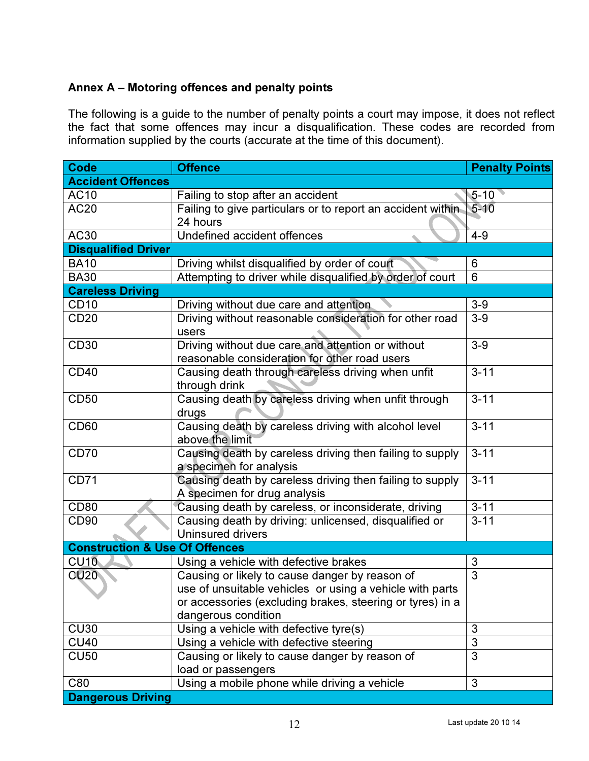**Annex A – Motoring offences and penalty points**

The following is a guide to the number of penalty points a court may impose, it does not reflect the fact that some offences may incur a disqualification. These codes are recorded from information supplied by the courts (accurate at the time of this document).

| Code | Offence | Penalty Points |
|---|---|---|
| **Accident Offences** | | |
| AC10 | Failing to stop after an accident | 5-10 |
| AC20 | Failing to give particulars or to report an accident within 24 hours | 5-10 |
| AC30 | Undefined accident offences | 4-9 |
| **Disqualified Driver** | | |
| BA10 | Driving whilst disqualified by order of court | 6 |
| BA30 | Attempting to driver while disqualified by order of court | 6 |
| **Careless Driving** | | |
| CD10 | Driving without due care and attention | 3-9 |
| CD20 | Driving without reasonable consideration for other road users | 3-9 |
| CD30 | Driving without due care and attention or without reasonable consideration for other road users | 3-9 |
| CD40 | Causing death through careless driving when unfit through drink | 3-11 |
| CD50 | Causing death by careless driving when unfit through drugs | 3-11 |
| CD60 | Causing death by careless driving with alcohol level above the limit | 3-11 |
| CD70 | Causing death by careless driving then failing to supply a specimen for analysis | 3-11 |
| CD71 | Causing death by careless driving then failing to supply A specimen for drug analysis | 3-11 |
| CD80 | Causing death by careless, or inconsiderate, driving | 3-11 |
| CD90 | Causing death by driving: unlicensed, disqualified or Uninsured drivers | 3-11 |
| **Construction & Use Of Offences** | | |
| CU10 | Using a vehicle with defective brakes | 3 |
| CU20 | Causing or likely to cause danger by reason of use of unsuitable vehicles or using a vehicle with parts or accessories (excluding brakes, steering or tyres) in a dangerous condition | 3 |
| CU30 | Using a vehicle with defective tyre(s) | 3 |
| CU40 | Using a vehicle with defective steering | 3 |
| CU50 | Causing or likely to cause danger by reason of load or passengers | 3 |
| C80 | Using a mobile phone while driving a vehicle | 3 |
| **Dangerous Driving** | | |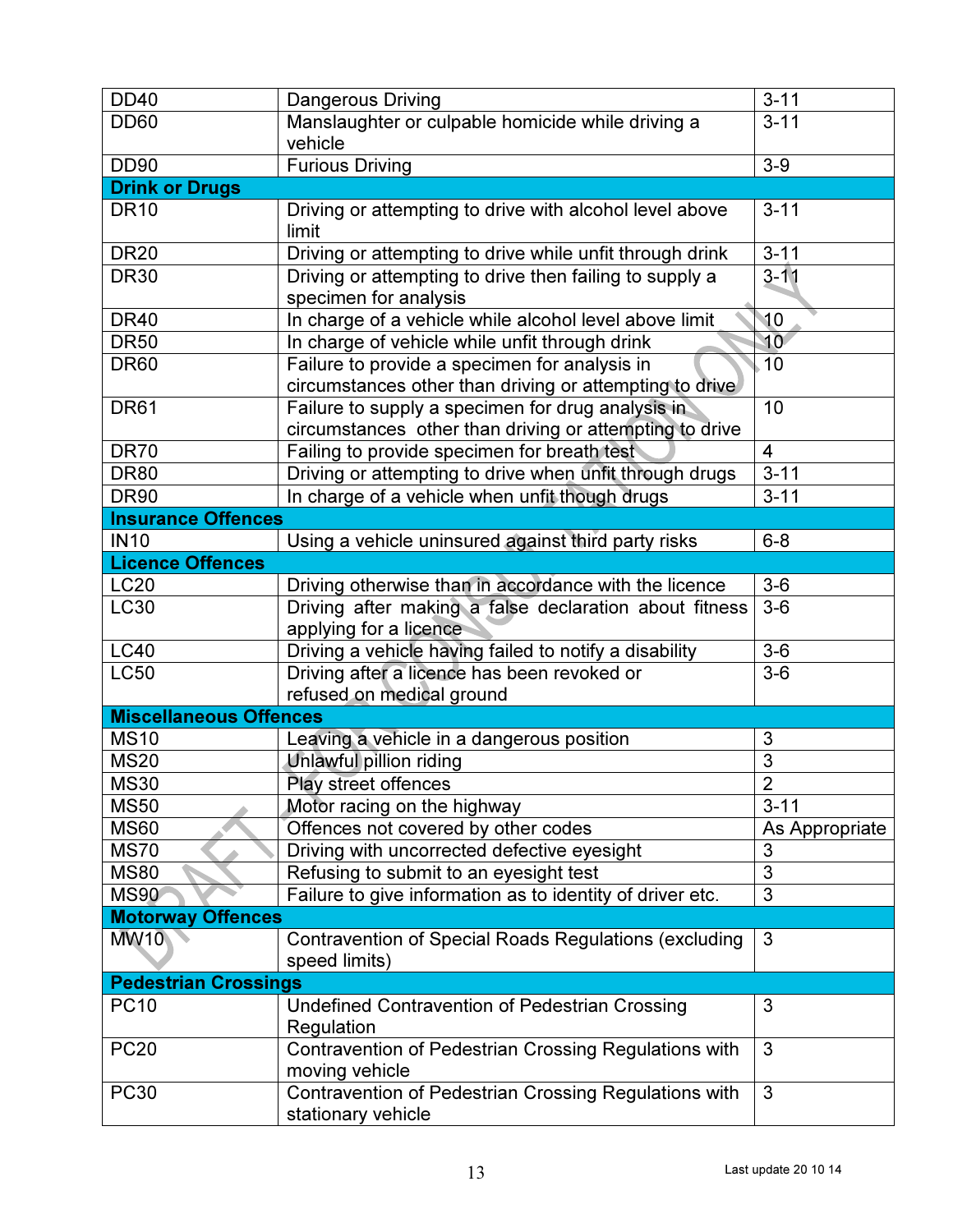| | | |
|---|---|---|
| DD40 | Dangerous Driving | 3-11 |
| DD60 | Manslaughter or culpable homicide while driving a vehicle | 3-11 |
| DD90 | Furious Driving | 3-9 |
| **Drink or Drugs** | | |
| DR10 | Driving or attempting to drive with alcohol level above limit | 3-11 |
| DR20 | Driving or attempting to drive while unfit through drink | 3-11 |
| DR30 | Driving or attempting to drive then failing to supply a specimen for analysis | 3-11 |
| DR40 | In charge of a vehicle while alcohol level above limit | 10 |
| DR50 | In charge of vehicle while unfit through drink | 10 |
| DR60 | Failure to provide a specimen for analysis in circumstances other than driving or attempting to drive | 10 |
| DR61 | Failure to supply a specimen for drug analysis in circumstances other than driving or attempting to drive | 10 |
| DR70 | Failing to provide specimen for breath test | 4 |
| DR80 | Driving or attempting to drive when unfit through drugs | 3-11 |
| DR90 | In charge of a vehicle when unfit though drugs | 3-11 |
| **Insurance Offences** | | |
| IN10 | Using a vehicle uninsured against third party risks | 6-8 |
| **Licence Offences** | | |
| LC20 | Driving otherwise than in accordance with the licence | 3-6 |
| LC30 | Driving after making a false declaration about fitness applying for a licence | 3-6 |
| LC40 | Driving a vehicle having failed to notify a disability | 3-6 |
| LC50 | Driving after a licence has been revoked or refused on medical ground | 3-6 |
| **Miscellaneous Offences** | | |
| MS10 | Leaving a vehicle in a dangerous position | 3 |
| MS20 | Unlawful pillion riding | 3 |
| MS30 | Play street offences | 2 |
| MS50 | Motor racing on the highway | 3-11 |
| MS60 | Offences not covered by other codes | As Appropriate |
| MS70 | Driving with uncorrected defective eyesight | 3 |
| MS80 | Refusing to submit to an eyesight test | 3 |
| MS90 | Failure to give information as to identity of driver etc. | 3 |
| **Motorway Offences** | | |
| MW10 | Contravention of Special Roads Regulations (excluding speed limits) | 3 |
| **Pedestrian Crossings** | | |
| PC10 | Undefined Contravention of Pedestrian Crossing Regulation | 3 |
| PC20 | Contravention of Pedestrian Crossing Regulations with moving vehicle | 3 |
| PC30 | Contravention of Pedestrian Crossing Regulations with stationary vehicle | 3 |

Last update 20 10 14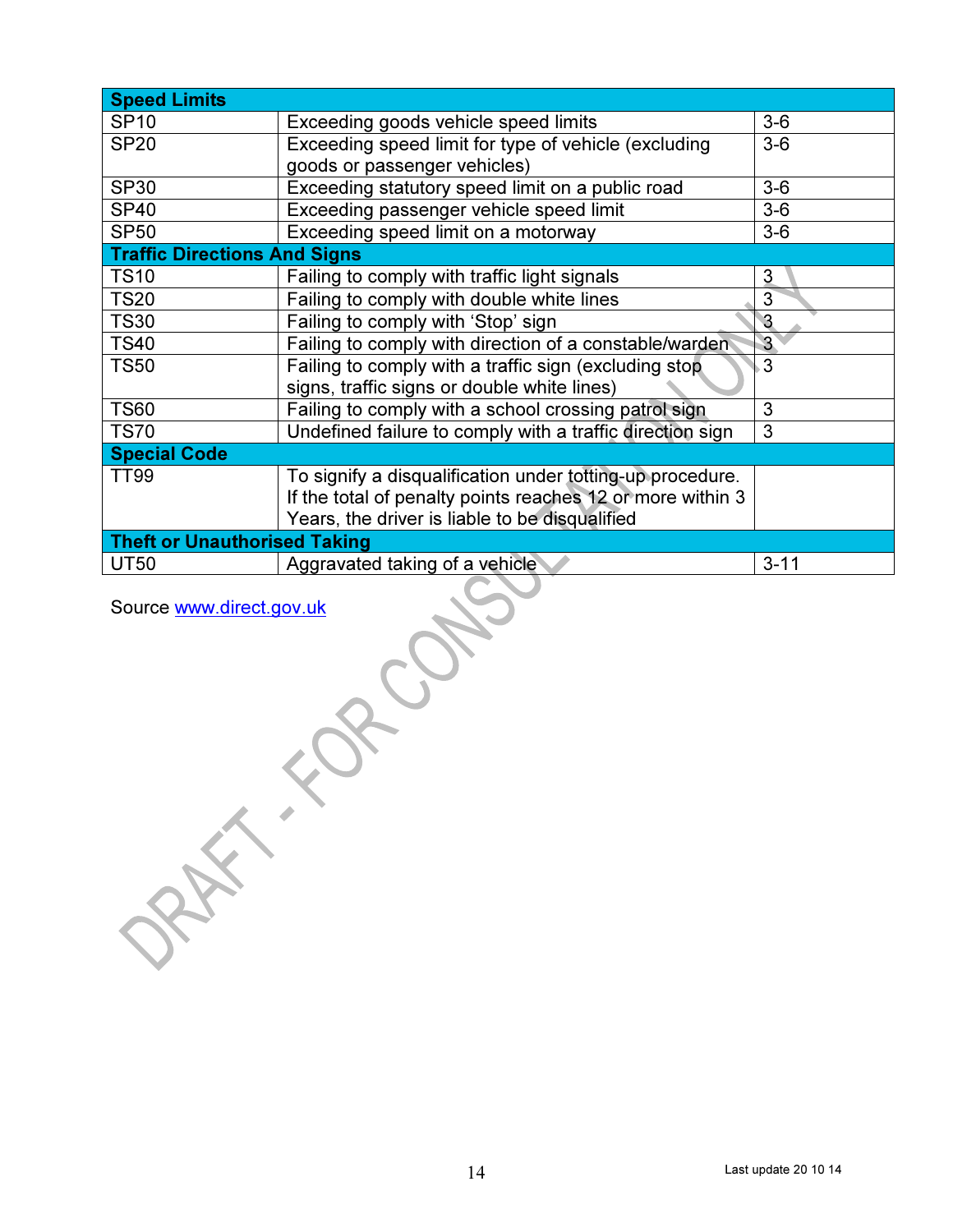| | | |
|---|---|---|
| **Speed Limits** | | |
| SP10 | Exceeding goods vehicle speed limits | 3-6 |
| SP20 | Exceeding speed limit for type of vehicle (excluding goods or passenger vehicles) | 3-6 |
| SP30 | Exceeding statutory speed limit on a public road | 3-6 |
| SP40 | Exceeding passenger vehicle speed limit | 3-6 |
| SP50 | Exceeding speed limit on a motorway | 3-6 |
| **Traffic Directions And Signs** | | |
| TS10 | Failing to comply with traffic light signals | 3 |
| TS20 | Failing to comply with double white lines | 3 |
| TS30 | Failing to comply with 'Stop' sign | 3 |
| TS40 | Failing to comply with direction of a constable/warden | 3 |
| TS50 | Failing to comply with a traffic sign (excluding stop signs, traffic signs or double white lines) | 3 |
| TS60 | Failing to comply with a school crossing patrol sign | 3 |
| TS70 | Undefined failure to comply with a traffic direction sign | 3 |
| **Special Code** | | |
| TT99 | To signify a disqualification under totting-up procedure. If the total of penalty points reaches 12 or more within 3 Years, the driver is liable to be disqualified | |
| **Theft or Unauthorised Taking** | | |
| UT50 | Aggravated taking of a vehicle | 3-11 |

Source www.direct.gov.uk

DRAFT - FOR CONSULTATION ONLY

Last update 20 10 14